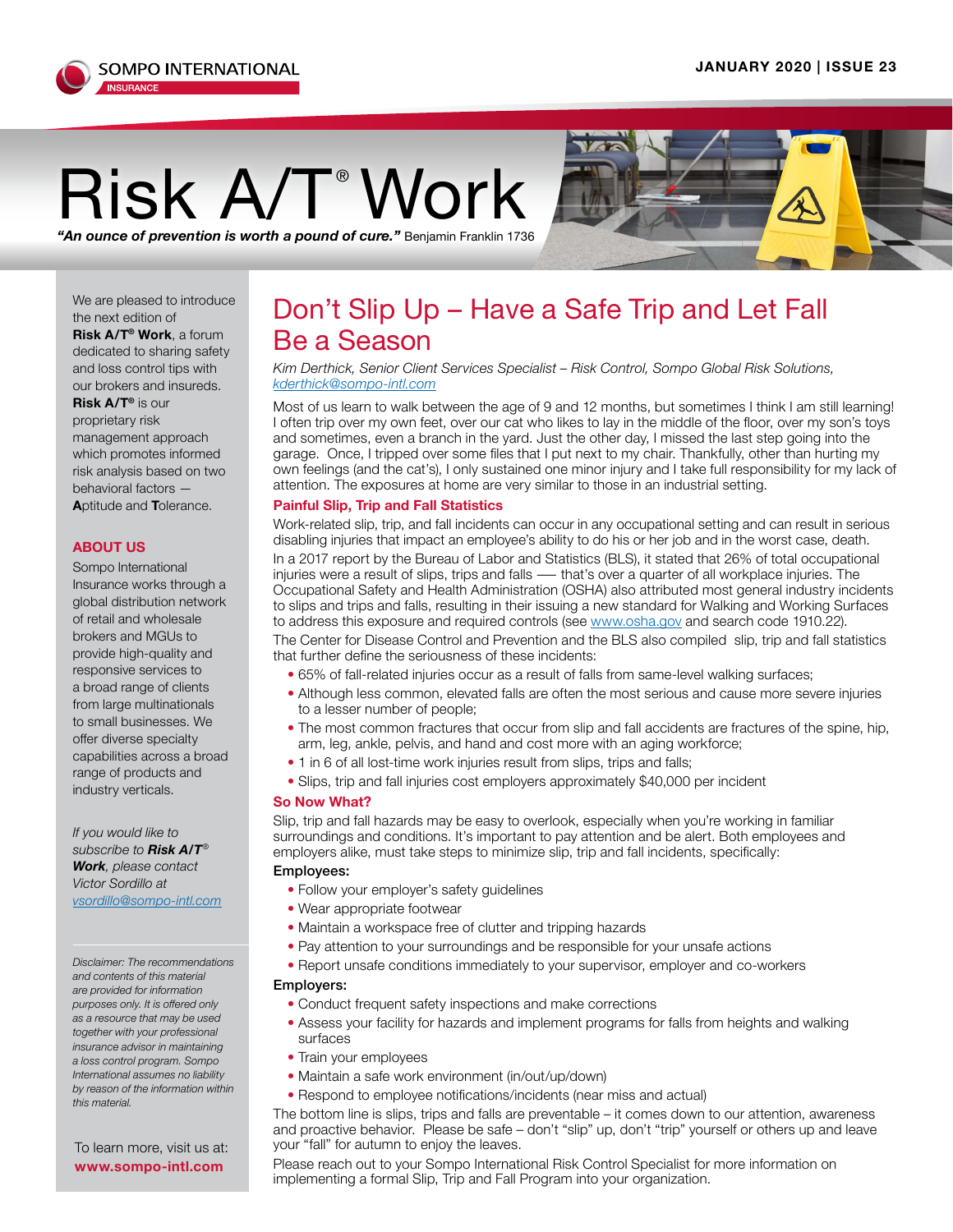SOMPO INTERNATIONAL INSURANCE

JANUARY 2020 | ISSUE 23

# Risk A/T® Work

***"An ounce of prevention is worth a pound of cure."*** Benjamin Franklin 1736

We are pleased to introduce the next edition of **Risk A/T® Work**, a forum dedicated to sharing safety and loss control tips with our brokers and insureds. **Risk A/T®** is our proprietary risk management approach which promotes informed risk analysis based on two behavioral factors — **A**ptitude and **T**olerance.

## ABOUT US

Sompo International Insurance works through a global distribution network of retail and wholesale brokers and MGUs to provide high-quality and responsive services to a broad range of clients from large multinationals to small businesses. We offer diverse specialty capabilities across a broad range of products and industry verticals.

*If you would like to subscribe to **Risk A/T® Work**, please contact Victor Sordillo at vsordillo@sompo-intl.com*

*Disclaimer: The recommendations and contents of this material are provided for information purposes only. It is offered only as a resource that may be used together with your professional insurance advisor in maintaining a loss control program. Sompo International assumes no liability by reason of the information within this material.*

To learn more, visit us at: **www.sompo-intl.com**

## Don't Slip Up – Have a Safe Trip and Let Fall Be a Season

*Kim Derthick, Senior Client Services Specialist – Risk Control, Sompo Global Risk Solutions, kderthick@sompo-intl.com*

Most of us learn to walk between the age of 9 and 12 months, but sometimes I think I am still learning! I often trip over my own feet, over our cat who likes to lay in the middle of the floor, over my son's toys and sometimes, even a branch in the yard. Just the other day, I missed the last step going into the garage. Once, I tripped over some files that I put next to my chair. Thankfully, other than hurting my own feelings (and the cat's), I only sustained one minor injury and I take full responsibility for my lack of attention. The exposures at home are very similar to those in an industrial setting.

### Painful Slip, Trip and Fall Statistics

Work-related slip, trip, and fall incidents can occur in any occupational setting and can result in serious disabling injuries that impact an employee's ability to do his or her job and in the worst case, death.

In a 2017 report by the Bureau of Labor and Statistics (BLS), it stated that 26% of total occupational injuries were a result of slips, trips and falls — that's over a quarter of all workplace injuries. The Occupational Safety and Health Administration (OSHA) also attributed most general industry incidents to slips and trips and falls, resulting in their issuing a new standard for Walking and Working Surfaces to address this exposure and required controls (see www.osha.gov and search code 1910.22).

The Center for Disease Control and Prevention and the BLS also compiled slip, trip and fall statistics that further define the seriousness of these incidents:

- 65% of fall-related injuries occur as a result of falls from same-level walking surfaces;
- Although less common, elevated falls are often the most serious and cause more severe injuries to a lesser number of people;
- The most common fractures that occur from slip and fall accidents are fractures of the spine, hip, arm, leg, ankle, pelvis, and hand and cost more with an aging workforce;
- 1 in 6 of all lost-time work injuries result from slips, trips and falls;
- Slips, trip and fall injuries cost employers approximately $40,000 per incident

### So Now What?

Slip, trip and fall hazards may be easy to overlook, especially when you're working in familiar surroundings and conditions. It's important to pay attention and be alert. Both employees and employers alike, must take steps to minimize slip, trip and fall incidents, specifically:

**Employees:**

- Follow your employer's safety guidelines
- Wear appropriate footwear
- Maintain a workspace free of clutter and tripping hazards
- Pay attention to your surroundings and be responsible for your unsafe actions
- Report unsafe conditions immediately to your supervisor, employer and co-workers

**Employers:**

- Conduct frequent safety inspections and make corrections
- Assess your facility for hazards and implement programs for falls from heights and walking surfaces
- Train your employees
- Maintain a safe work environment (in/out/up/down)
- Respond to employee notifications/incidents (near miss and actual)

The bottom line is slips, trips and falls are preventable – it comes down to our attention, awareness and proactive behavior. Please be safe – don't "slip" up, don't "trip" yourself or others up and leave your "fall" for autumn to enjoy the leaves.

Please reach out to your Sompo International Risk Control Specialist for more information on implementing a formal Slip, Trip and Fall Program into your organization.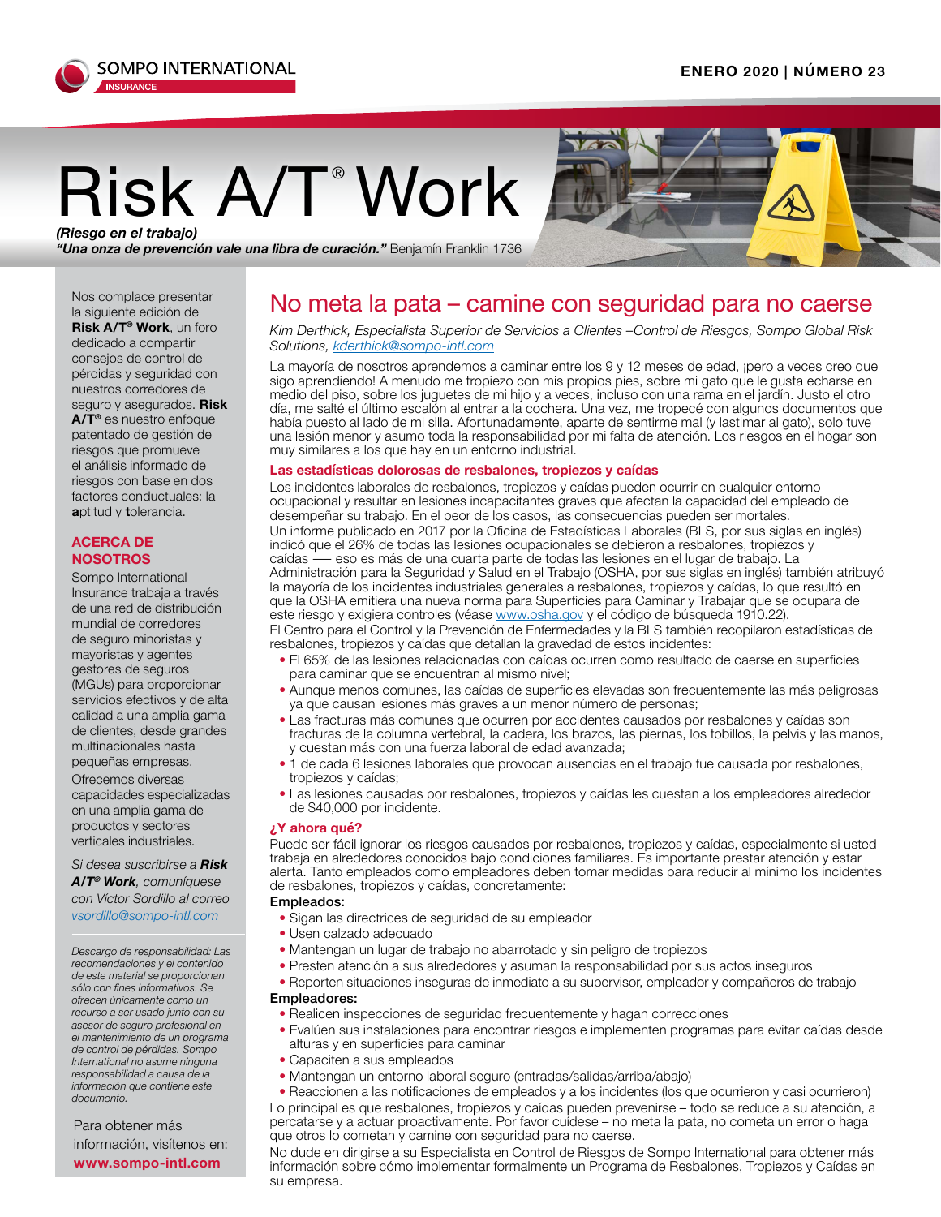# Risk A/T® Work

***(Riesgo en el trabajo)***

***"Una onza de prevención vale una libra de curación."*** Benjamín Franklin 1736

Nos complace presentar la siguiente edición de **Risk A/T® Work**, un foro dedicado a compartir consejos de control de pérdidas y seguridad con nuestros corredores de seguro y asegurados. **Risk A/T®** es nuestro enfoque patentado de gestión de riesgos que promueve el análisis informado de riesgos con base en dos factores conductuales: la **a**ptitud y **t**olerancia.

### ACERCA DE NOSOTROS

Sompo International Insurance trabaja a través de una red de distribución mundial de corredores de seguro minoristas y mayoristas y agentes gestores de seguros (MGUs) para proporcionar servicios efectivos y de alta calidad a una amplia gama de clientes, desde grandes multinacionales hasta pequeñas empresas. Ofrecemos diversas capacidades especializadas en una amplia gama de productos y sectores verticales industriales.

*Si desea suscribirse a **Risk A/T® Work**, comuníquese con Víctor Sordillo al correo vsordillo@sompo-intl.com*

*Descargo de responsabilidad: Las recomendaciones y el contenido de este material se proporcionan sólo con fines informativos. Se ofrecen únicamente como un recurso a ser usado junto con su asesor de seguro profesional en el mantenimiento de un programa de control de pérdidas. Sompo International no asume ninguna responsabilidad a causa de la información que contiene este documento.*

Para obtener más información, visítenos en: **www.sompo-intl.com**

## No meta la pata – camine con seguridad para no caerse

*Kim Derthick, Especialista Superior de Servicios a Clientes –Control de Riesgos, Sompo Global Risk Solutions, kderthick@sompo-intl.com*

La mayoría de nosotros aprendemos a caminar entre los 9 y 12 meses de edad, ¡pero a veces creo que sigo aprendiendo! A menudo me tropiezo con mis propios pies, sobre mi gato que le gusta echarse en medio del piso, sobre los juguetes de mi hijo y a veces, incluso con una rama en el jardín. Justo el otro día, me salté el último escalón al entrar a la cochera. Una vez, me tropecé con algunos documentos que había puesto al lado de mi silla. Afortunadamente, aparte de sentirme mal (y lastimar al gato), solo tuve una lesión menor y asumo toda la responsabilidad por mi falta de atención. Los riesgos en el hogar son muy similares a los que hay en un entorno industrial.

### Las estadísticas dolorosas de resbalones, tropiezos y caídas

Los incidentes laborales de resbalones, tropiezos y caídas pueden ocurrir en cualquier entorno ocupacional y resultar en lesiones incapacitantes graves que afectan la capacidad del empleado de desempeñar su trabajo. En el peor de los casos, las consecuencias pueden ser mortales.

Un informe publicado en 2017 por la Oficina de Estadísticas Laborales (BLS, por sus siglas en inglés) indicó que el 26% de todas las lesiones ocupacionales se debieron a resbalones, tropiezos y caídas — eso es más de una cuarta parte de todas las lesiones en el lugar de trabajo. La Administración para la Seguridad y Salud en el Trabajo (OSHA, por sus siglas en inglés) también atribuyó la mayoría de los incidentes industriales generales a resbalones, tropiezos y caídas, lo que resultó en que la OSHA emitiera una nueva norma para Superficies para Caminar y Trabajar que se ocupara de este riesgo y exigiera controles (véase www.osha.gov y el código de búsqueda 1910.22).

El Centro para el Control y la Prevención de Enfermedades y la BLS también recopilaron estadísticas de resbalones, tropiezos y caídas que detallan la gravedad de estos incidentes:

- El 65% de las lesiones relacionadas con caídas ocurren como resultado de caerse en superficies para caminar que se encuentran al mismo nivel;
- Aunque menos comunes, las caídas de superficies elevadas son frecuentemente las más peligrosas ya que causan lesiones más graves a un menor número de personas;
- Las fracturas más comunes que ocurren por accidentes causados por resbalones y caídas son fracturas de la columna vertebral, la cadera, los brazos, las piernas, los tobillos, la pelvis y las manos, y cuestan más con una fuerza laboral de edad avanzada;
- 1 de cada 6 lesiones laborales que provocan ausencias en el trabajo fue causada por resbalones, tropiezos y caídas;
- Las lesiones causadas por resbalones, tropiezos y caídas les cuestan a los empleadores alrededor de $40,000 por incidente.

### ¿Y ahora qué?

Puede ser fácil ignorar los riesgos causados por resbalones, tropiezos y caídas, especialmente si usted trabaja en alrededores conocidos bajo condiciones familiares. Es importante prestar atención y estar alerta. Tanto empleados como empleadores deben tomar medidas para reducir al mínimo los incidentes de resbalones, tropiezos y caídas, concretamente:

**Empleados:**

- Sigan las directrices de seguridad de su empleador
- Usen calzado adecuado
- Mantengan un lugar de trabajo no abarrotado y sin peligro de tropiezos
- Presten atención a sus alrededores y asuman la responsabilidad por sus actos inseguros
- Reporten situaciones inseguras de inmediato a su supervisor, empleador y compañeros de trabajo

**Empleadores:**

- Realicen inspecciones de seguridad frecuentemente y hagan correcciones
- Evalúen sus instalaciones para encontrar riesgos e implementen programas para evitar caídas desde alturas y en superficies para caminar
- Capaciten a sus empleados
- Mantengan un entorno laboral seguro (entradas/salidas/arriba/abajo)
- Reaccionen a las notificaciones de empleados y a los incidentes (los que ocurrieron y casi ocurrieron)

Lo principal es que resbalones, tropiezos y caídas pueden prevenirse – todo se reduce a su atención, a percatarse y a actuar proactivamente. Por favor cuídese – no meta la pata, no cometa un error o haga que otros lo cometan y camine con seguridad para no caerse.

No dude en dirigirse a su Especialista en Control de Riesgos de Sompo International para obtener más información sobre cómo implementar formalmente un Programa de Resbalones, Tropiezos y Caídas en su empresa.